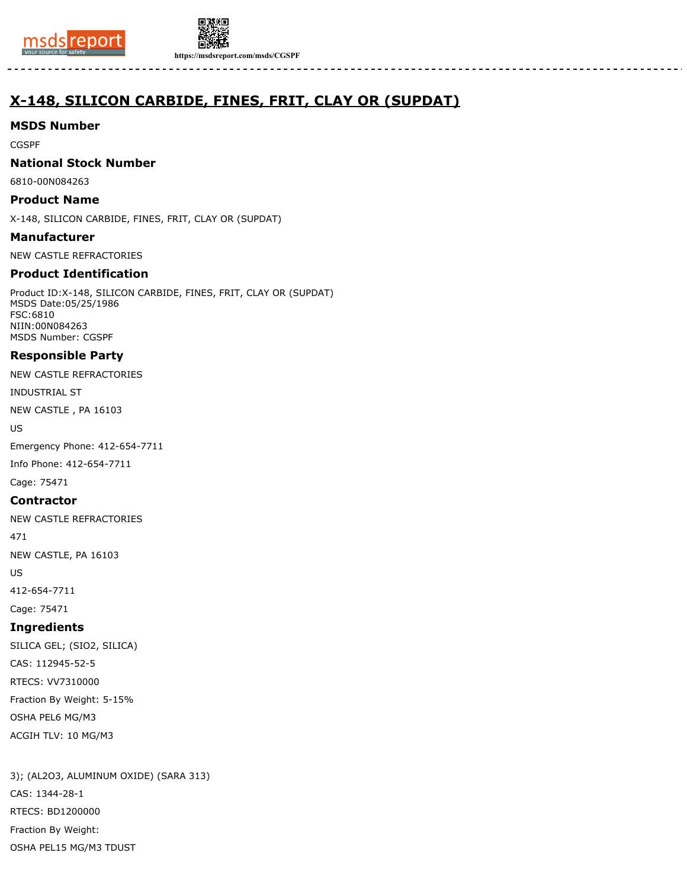# X-148, SILICON CARBIDE, FINES, FRIT, CLAY OR (SUPDAT)

## MSDS Number

CGSPF

## National Stock Number

6810-00N084263

## Product Name

X-148, SILICON CARBIDE, FINES, FRIT, CLAY OR (SUPDAT)

## Manufacturer

NEW CASTLE REFRACTORIES

## Product Identification

Product ID:X-148, SILICON CARBIDE, FINES, FRIT, CLAY OR (SUPDAT)
MSDS Date:05/25/1986
FSC:6810
NIIN:00N084263
MSDS Number: CGSPF

## Responsible Party

NEW CASTLE REFRACTORIES

INDUSTRIAL ST

NEW CASTLE , PA 16103

US

Emergency Phone: 412-654-7711

Info Phone: 412-654-7711

Cage: 75471

## Contractor

NEW CASTLE REFRACTORIES

471

NEW CASTLE, PA 16103

US

412-654-7711

Cage: 75471

## Ingredients

SILICA GEL; (SIO2, SILICA)

CAS: 112945-52-5

RTECS: VV7310000

Fraction By Weight: 5-15%

OSHA PEL6 MG/M3

ACGIH TLV: 10 MG/M3

3); (AL2O3, ALUMINUM OXIDE) (SARA 313)

CAS: 1344-28-1

RTECS: BD1200000

Fraction By Weight:

OSHA PEL15 MG/M3 TDUST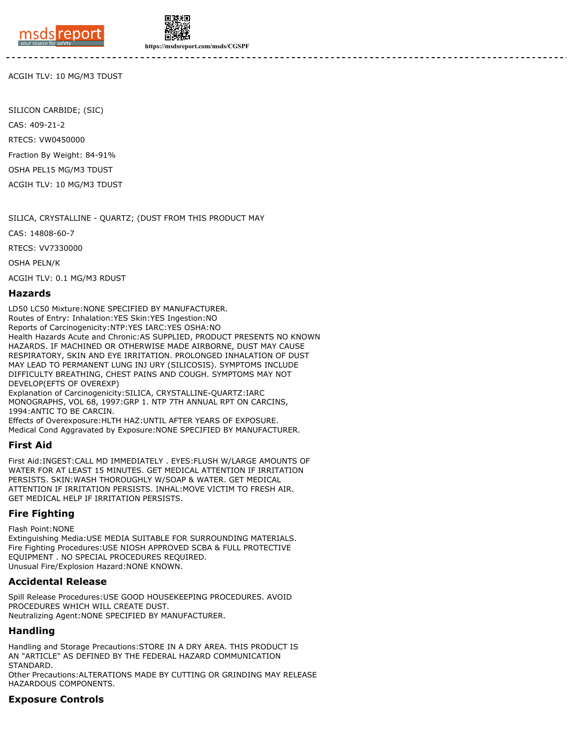ACGIH TLV: 10 MG/M3 TDUST

SILICON CARBIDE; (SIC)

CAS: 409-21-2

RTECS: VW0450000

Fraction By Weight: 84-91%

OSHA PEL15 MG/M3 TDUST

ACGIH TLV: 10 MG/M3 TDUST

SILICA, CRYSTALLINE - QUARTZ; (DUST FROM THIS PRODUCT MAY

CAS: 14808-60-7

RTECS: VV7330000

OSHA PELN/K

ACGIH TLV: 0.1 MG/M3 RDUST

## Hazards

LD50 LC50 Mixture:NONE SPECIFIED BY MANUFACTURER.
Routes of Entry: Inhalation:YES Skin:YES Ingestion:NO
Reports of Carcinogenicity:NTP:YES IARC:YES OSHA:NO
Health Hazards Acute and Chronic:AS SUPPLIED, PRODUCT PRESENTS NO KNOWN HAZARDS. IF MACHINED OR OTHERWISE MADE AIRBORNE, DUST MAY CAUSE RESPIRATORY, SKIN AND EYE IRRITATION. PROLONGED INHALATION OF DUST MAY LEAD TO PERMANENT LUNG INJ URY (SILICOSIS). SYMPTOMS INCLUDE DIFFICULTY BREATHING, CHEST PAINS AND COUGH. SYMPTOMS MAY NOT DEVELOP(EFTS OF OVEREXP)
Explanation of Carcinogenicity:SILICA, CRYSTALLINE-QUARTZ:IARC MONOGRAPHS, VOL 68, 1997:GRP 1. NTP 7TH ANNUAL RPT ON CARCINS, 1994:ANTIC TO BE CARCIN.
Effects of Overexposure:HLTH HAZ:UNTIL AFTER YEARS OF EXPOSURE.
Medical Cond Aggravated by Exposure:NONE SPECIFIED BY MANUFACTURER.

## First Aid

First Aid:INGEST:CALL MD IMMEDIATELY . EYES:FLUSH W/LARGE AMOUNTS OF WATER FOR AT LEAST 15 MINUTES. GET MEDICAL ATTENTION IF IRRITATION PERSISTS. SKIN:WASH THOROUGHLY W/SOAP & WATER. GET MEDICAL ATTENTION IF IRRITATION PERSISTS. INHAL:MOVE VICTIM TO FRESH AIR. GET MEDICAL HELP IF IRRITATION PERSISTS.

## Fire Fighting

Flash Point:NONE
Extinguishing Media:USE MEDIA SUITABLE FOR SURROUNDING MATERIALS.
Fire Fighting Procedures:USE NIOSH APPROVED SCBA & FULL PROTECTIVE EQUIPMENT . NO SPECIAL PROCEDURES REQUIRED.
Unusual Fire/Explosion Hazard:NONE KNOWN.

## Accidental Release

Spill Release Procedures:USE GOOD HOUSEKEEPING PROCEDURES. AVOID PROCEDURES WHICH WILL CREATE DUST.
Neutralizing Agent:NONE SPECIFIED BY MANUFACTURER.

## Handling

Handling and Storage Precautions:STORE IN A DRY AREA. THIS PRODUCT IS AN "ARTICLE" AS DEFINED BY THE FEDERAL HAZARD COMMUNICATION STANDARD.
Other Precautions:ALTERATIONS MADE BY CUTTING OR GRINDING MAY RELEASE HAZARDOUS COMPONENTS.

## Exposure Controls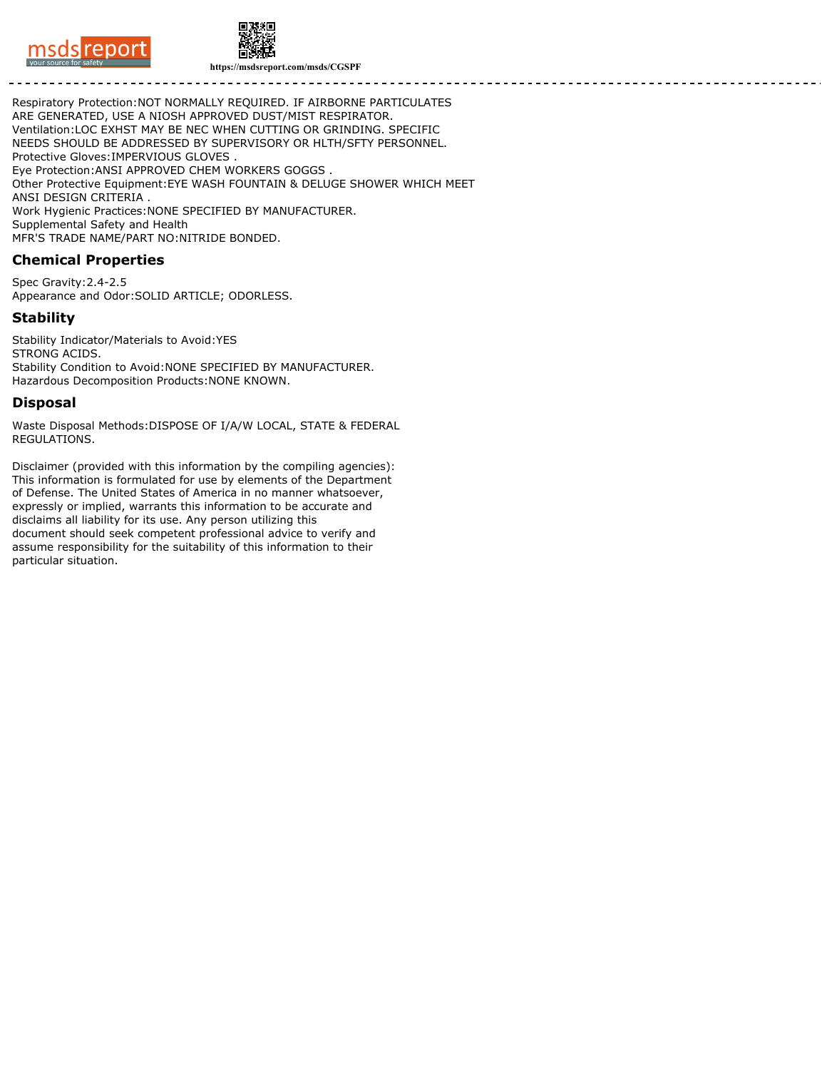Respiratory Protection:NOT NORMALLY REQUIRED. IF AIRBORNE PARTICULATES ARE GENERATED, USE A NIOSH APPROVED DUST/MIST RESPIRATOR.
Ventilation:LOC EXHST MAY BE NEC WHEN CUTTING OR GRINDING. SPECIFIC NEEDS SHOULD BE ADDRESSED BY SUPERVISORY OR HLTH/SFTY PERSONNEL.
Protective Gloves:IMPERVIOUS GLOVES .
Eye Protection:ANSI APPROVED CHEM WORKERS GOGGS .
Other Protective Equipment:EYE WASH FOUNTAIN & DELUGE SHOWER WHICH MEET ANSI DESIGN CRITERIA .
Work Hygienic Practices:NONE SPECIFIED BY MANUFACTURER.
Supplemental Safety and Health
MFR'S TRADE NAME/PART NO:NITRIDE BONDED.

## Chemical Properties

Spec Gravity:2.4-2.5
Appearance and Odor:SOLID ARTICLE; ODORLESS.

## Stability

Stability Indicator/Materials to Avoid:YES
STRONG ACIDS.
Stability Condition to Avoid:NONE SPECIFIED BY MANUFACTURER.
Hazardous Decomposition Products:NONE KNOWN.

## Disposal

Waste Disposal Methods:DISPOSE OF I/A/W LOCAL, STATE & FEDERAL REGULATIONS.

Disclaimer (provided with this information by the compiling agencies): This information is formulated for use by elements of the Department of Defense. The United States of America in no manner whatsoever, expressly or implied, warrants this information to be accurate and disclaims all liability for its use. Any person utilizing this document should seek competent professional advice to verify and assume responsibility for the suitability of this information to their particular situation.